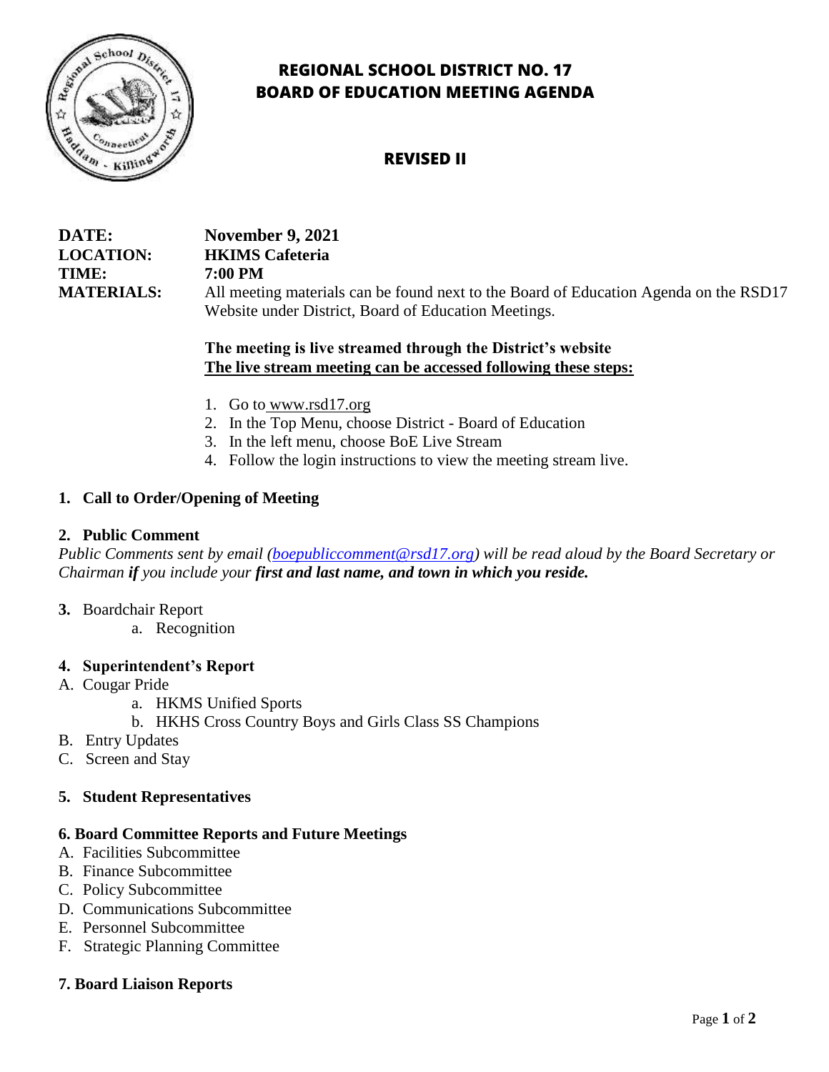# REGIONAL SCHOOL DISTRICT NO. 17
# BOARD OF EDUCATION MEETING AGENDA

## REVISED II

**DATE:** **November 9, 2021**
**LOCATION:** **HKIMS Cafeteria**
**TIME:** **7:00 PM**
**MATERIALS:** All meeting materials can be found next to the Board of Education Agenda on the RSD17 Website under District, Board of Education Meetings.

**The meeting is live streamed through the District's website**
**<u>The live stream meeting can be accessed following these steps:</u>**

1. Go to www.rsd17.org
2. In the Top Menu, choose District - Board of Education
3. In the left menu, choose BoE Live Stream
4. Follow the login instructions to view the meeting stream live.

**1. Call to Order/Opening of Meeting**

**2. Public Comment**

*Public Comments sent by email (boepubliccomment@rsd17.org) will be read aloud by the Board Secretary or Chairman **if** you include your **first and last name, and town in which you reside.***

**3.** Boardchair Report
   a. Recognition

**4. Superintendent's Report**

A. Cougar Pride
   a. HKMS Unified Sports
   b. HKHS Cross Country Boys and Girls Class SS Champions

B. Entry Updates

C. Screen and Stay

**5. Student Representatives**

**6. Board Committee Reports and Future Meetings**

A. Facilities Subcommittee
B. Finance Subcommittee
C. Policy Subcommittee
D. Communications Subcommittee
E. Personnel Subcommittee
F. Strategic Planning Committee

**7. Board Liaison Reports**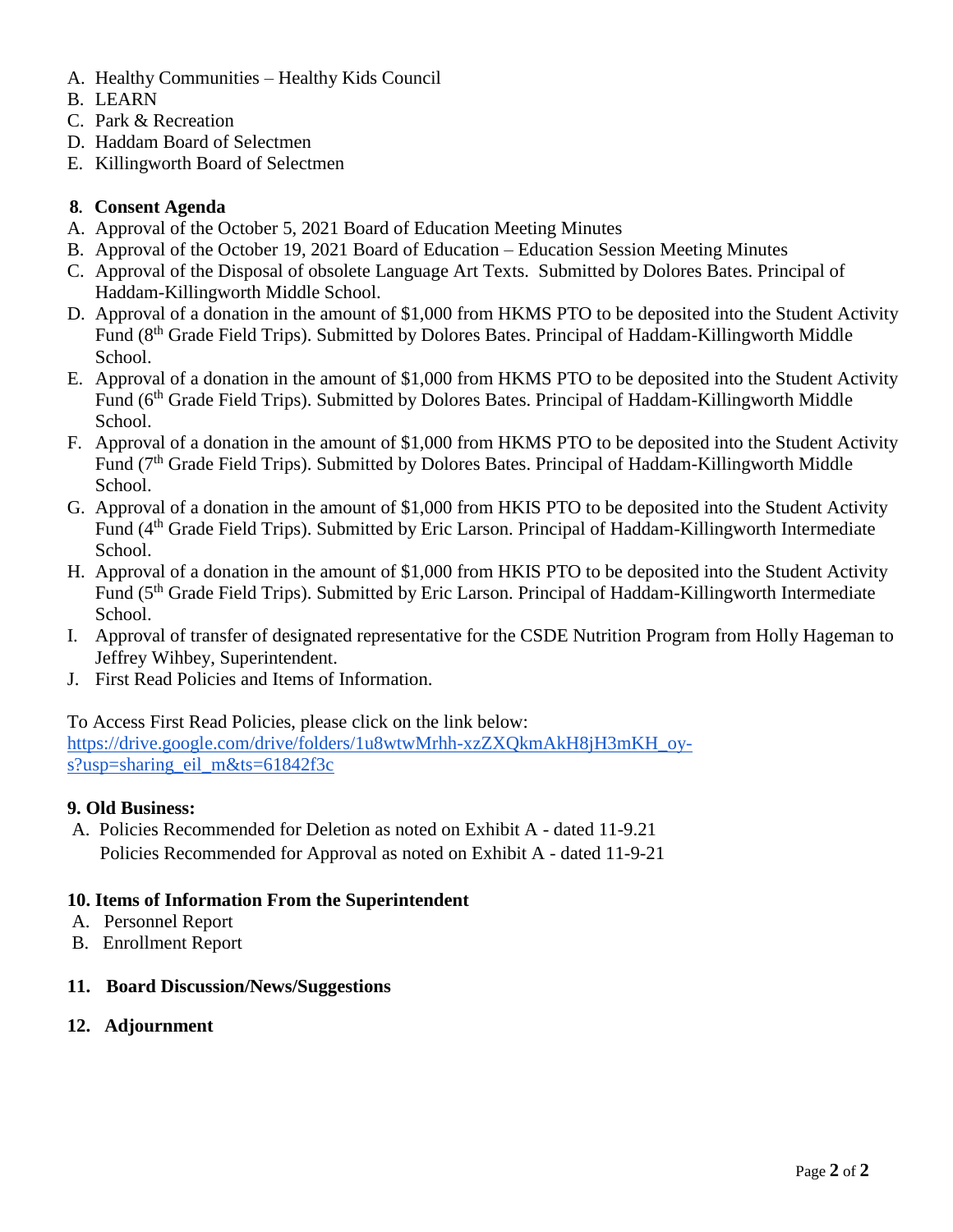A. Healthy Communities – Healthy Kids Council
B. LEARN
C. Park & Recreation
D. Haddam Board of Selectmen
E. Killingworth Board of Selectmen

**8. Consent Agenda**

A. Approval of the October 5, 2021 Board of Education Meeting Minutes
B. Approval of the October 19, 2021 Board of Education – Education Session Meeting Minutes
C. Approval of the Disposal of obsolete Language Art Texts. Submitted by Dolores Bates. Principal of Haddam-Killingworth Middle School.
D. Approval of a donation in the amount of $1,000 from HKMS PTO to be deposited into the Student Activity Fund (8th Grade Field Trips). Submitted by Dolores Bates. Principal of Haddam-Killingworth Middle School.
E. Approval of a donation in the amount of $1,000 from HKMS PTO to be deposited into the Student Activity Fund (6th Grade Field Trips). Submitted by Dolores Bates. Principal of Haddam-Killingworth Middle School.
F. Approval of a donation in the amount of $1,000 from HKMS PTO to be deposited into the Student Activity Fund (7th Grade Field Trips). Submitted by Dolores Bates. Principal of Haddam-Killingworth Middle School.
G. Approval of a donation in the amount of $1,000 from HKIS PTO to be deposited into the Student Activity Fund (4th Grade Field Trips). Submitted by Eric Larson. Principal of Haddam-Killingworth Intermediate School.
H. Approval of a donation in the amount of $1,000 from HKIS PTO to be deposited into the Student Activity Fund (5th Grade Field Trips). Submitted by Eric Larson. Principal of Haddam-Killingworth Intermediate School.
I. Approval of transfer of designated representative for the CSDE Nutrition Program from Holly Hageman to Jeffrey Wihbey, Superintendent.
J. First Read Policies and Items of Information.

To Access First Read Policies, please click on the link below:
https://drive.google.com/drive/folders/1u8wtwMrhh-xzZXQkmAkH8jH3mKH_oy-s?usp=sharing_eil_m&ts=61842f3c

**9. Old Business:**

A. Policies Recommended for Deletion as noted on Exhibit A - dated 11-9.21
Policies Recommended for Approval as noted on Exhibit A - dated 11-9-21

**10. Items of Information From the Superintendent**

A. Personnel Report
B. Enrollment Report

**11. Board Discussion/News/Suggestions**

**12. Adjournment**